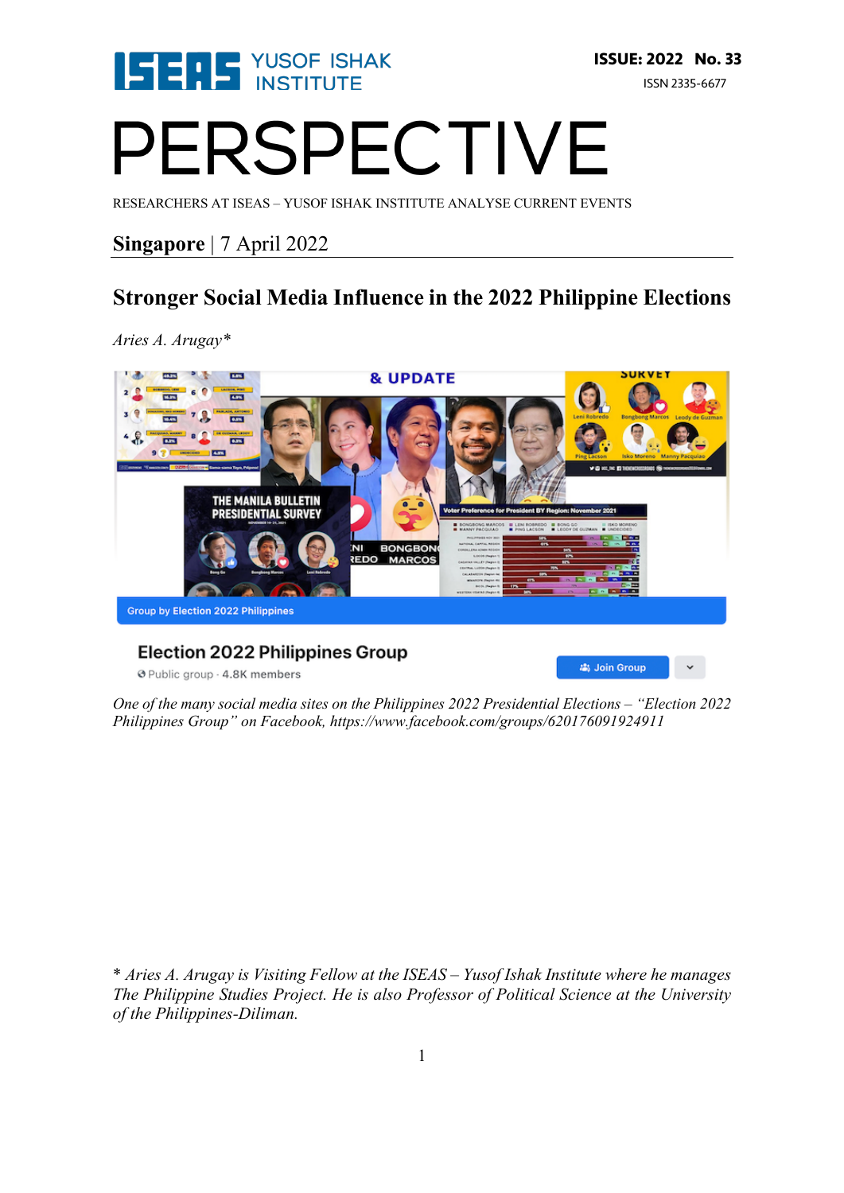ISEAS YUSOF ISHAK INSTITUTE

**ISSUE: 2022 No. 33**

ISSN 2335-6677

# PERSPECTIVE

RESEARCHERS AT ISEAS – YUSOF ISHAK INSTITUTE ANALYSE CURRENT EVENTS

**Singapore** | 7 April 2022

## Stronger Social Media Influence in the 2022 Philippine Elections

*Aries A. Arugay**

*One of the many social media sites on the Philippines 2022 Presidential Elections – "Election 2022 Philippines Group" on Facebook, https://www.facebook.com/groups/620176091924911*

*\* Aries A. Arugay is Visiting Fellow at the ISEAS – Yusof Ishak Institute where he manages The Philippine Studies Project. He is also Professor of Political Science at the University of the Philippines-Diliman.*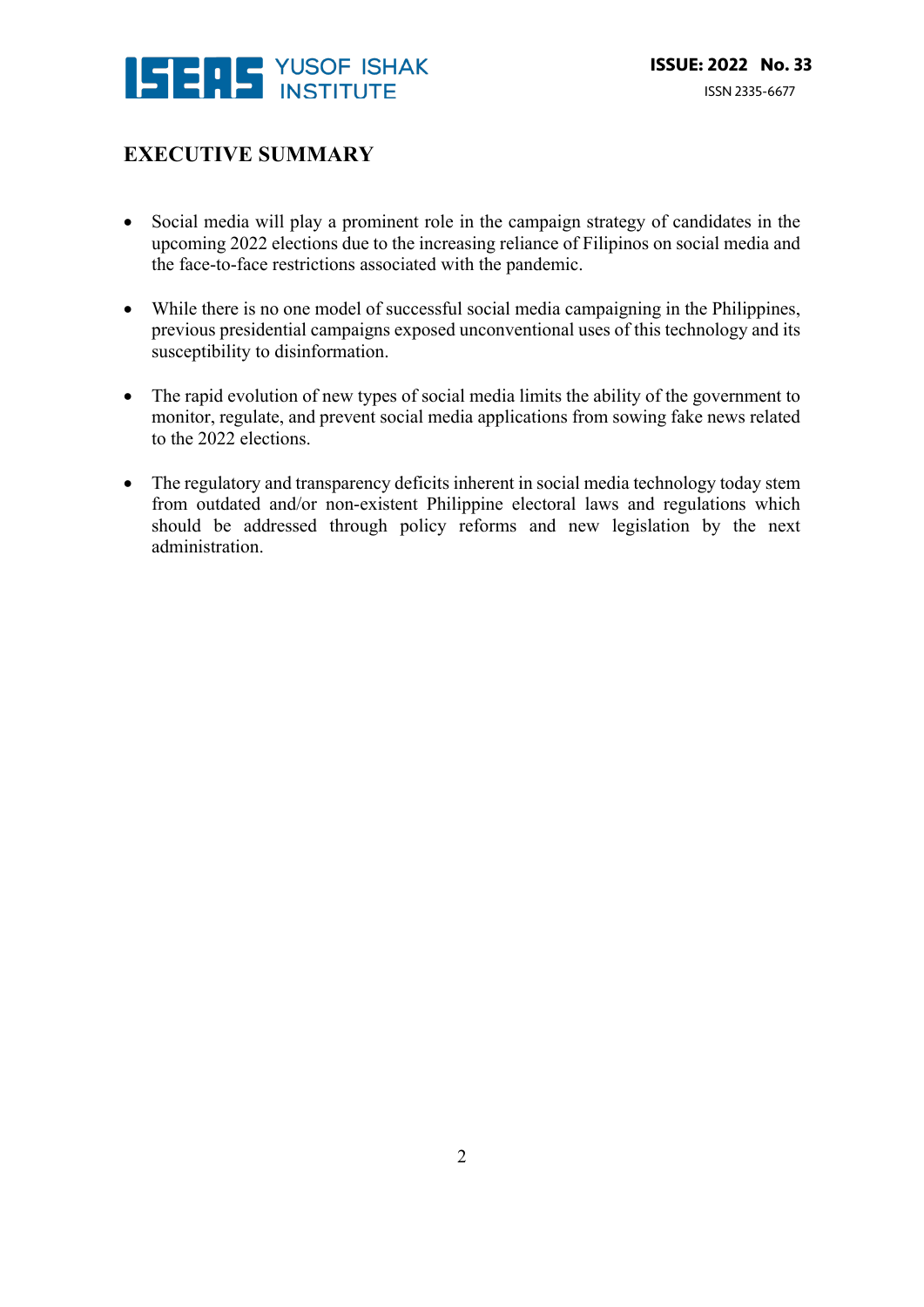## EXECUTIVE SUMMARY

- Social media will play a prominent role in the campaign strategy of candidates in the upcoming 2022 elections due to the increasing reliance of Filipinos on social media and the face-to-face restrictions associated with the pandemic.

- While there is no one model of successful social media campaigning in the Philippines, previous presidential campaigns exposed unconventional uses of this technology and its susceptibility to disinformation.

- The rapid evolution of new types of social media limits the ability of the government to monitor, regulate, and prevent social media applications from sowing fake news related to the 2022 elections.

- The regulatory and transparency deficits inherent in social media technology today stem from outdated and/or non-existent Philippine electoral laws and regulations which should be addressed through policy reforms and new legislation by the next administration.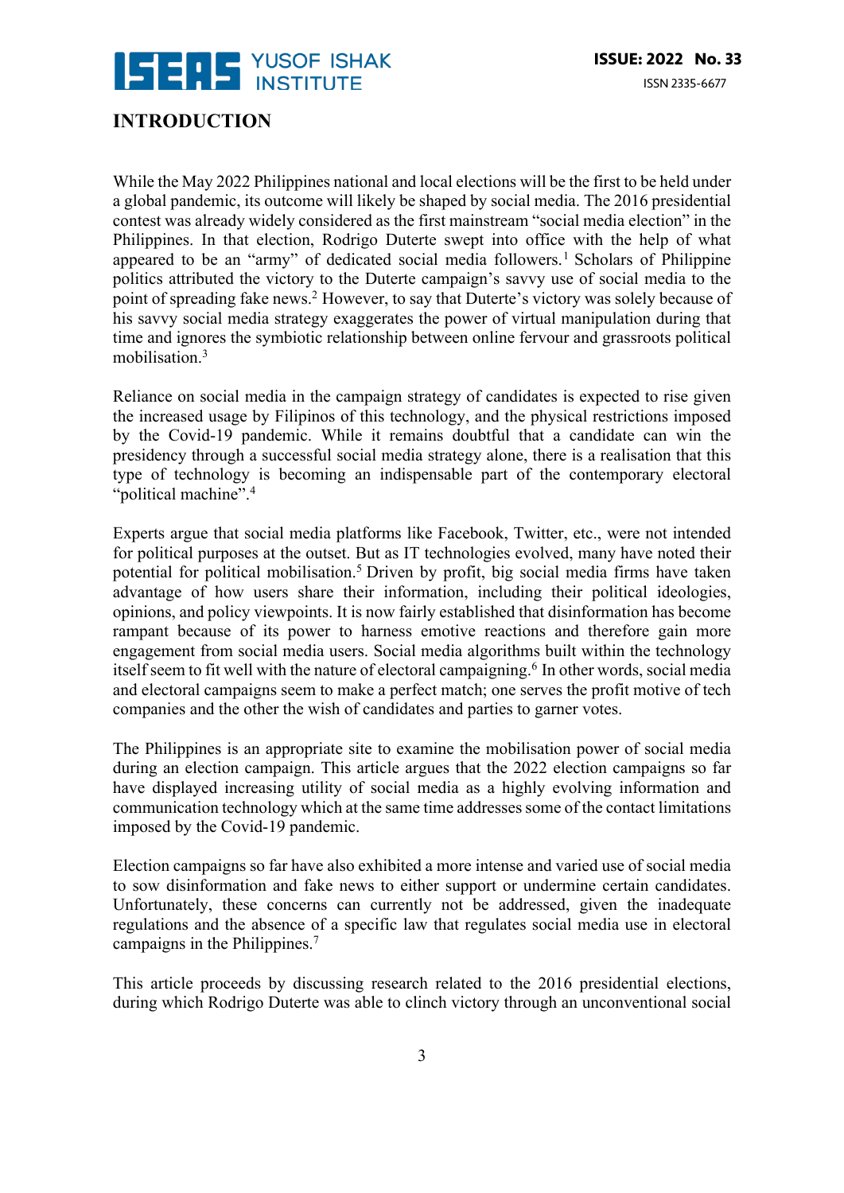## INTRODUCTION

While the May 2022 Philippines national and local elections will be the first to be held under a global pandemic, its outcome will likely be shaped by social media. The 2016 presidential contest was already widely considered as the first mainstream "social media election" in the Philippines. In that election, Rodrigo Duterte swept into office with the help of what appeared to be an "army" of dedicated social media followers.[1] Scholars of Philippine politics attributed the victory to the Duterte campaign's savvy use of social media to the point of spreading fake news.[2] However, to say that Duterte's victory was solely because of his savvy social media strategy exaggerates the power of virtual manipulation during that time and ignores the symbiotic relationship between online fervour and grassroots political mobilisation.[3]

Reliance on social media in the campaign strategy of candidates is expected to rise given the increased usage by Filipinos of this technology, and the physical restrictions imposed by the Covid-19 pandemic. While it remains doubtful that a candidate can win the presidency through a successful social media strategy alone, there is a realisation that this type of technology is becoming an indispensable part of the contemporary electoral "political machine".[4]

Experts argue that social media platforms like Facebook, Twitter, etc., were not intended for political purposes at the outset. But as IT technologies evolved, many have noted their potential for political mobilisation.[5] Driven by profit, big social media firms have taken advantage of how users share their information, including their political ideologies, opinions, and policy viewpoints. It is now fairly established that disinformation has become rampant because of its power to harness emotive reactions and therefore gain more engagement from social media users. Social media algorithms built within the technology itself seem to fit well with the nature of electoral campaigning.[6] In other words, social media and electoral campaigns seem to make a perfect match; one serves the profit motive of tech companies and the other the wish of candidates and parties to garner votes.

The Philippines is an appropriate site to examine the mobilisation power of social media during an election campaign. This article argues that the 2022 election campaigns so far have displayed increasing utility of social media as a highly evolving information and communication technology which at the same time addresses some of the contact limitations imposed by the Covid-19 pandemic.

Election campaigns so far have also exhibited a more intense and varied use of social media to sow disinformation and fake news to either support or undermine certain candidates. Unfortunately, these concerns can currently not be addressed, given the inadequate regulations and the absence of a specific law that regulates social media use in electoral campaigns in the Philippines.[7]

This article proceeds by discussing research related to the 2016 presidential elections, during which Rodrigo Duterte was able to clinch victory through an unconventional social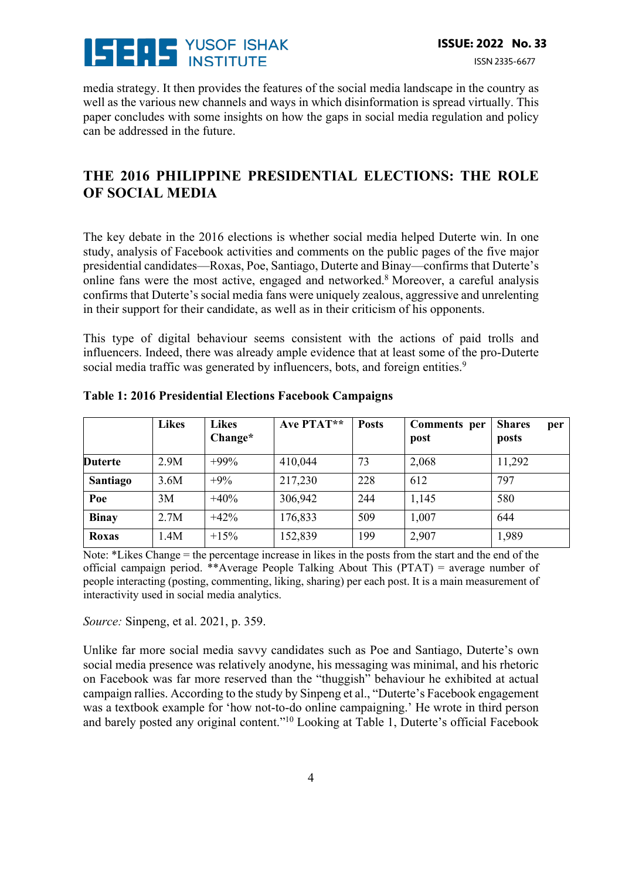media strategy. It then provides the features of the social media landscape in the country as well as the various new channels and ways in which disinformation is spread virtually. This paper concludes with some insights on how the gaps in social media regulation and policy can be addressed in the future.

## THE 2016 PHILIPPINE PRESIDENTIAL ELECTIONS: THE ROLE OF SOCIAL MEDIA

The key debate in the 2016 elections is whether social media helped Duterte win. In one study, analysis of Facebook activities and comments on the public pages of the five major presidential candidates—Roxas, Poe, Santiago, Duterte and Binay—confirms that Duterte's online fans were the most active, engaged and networked.[8] Moreover, a careful analysis confirms that Duterte's social media fans were uniquely zealous, aggressive and unrelenting in their support for their candidate, as well as in their criticism of his opponents.

This type of digital behaviour seems consistent with the actions of paid trolls and influencers. Indeed, there was already ample evidence that at least some of the pro-Duterte social media traffic was generated by influencers, bots, and foreign entities.[9]

**Table 1: 2016 Presidential Elections Facebook Campaigns**

| | Likes | Likes Change* | Ave PTAT** | Posts | Comments per post | Shares per posts |
|---|---|---|---|---|---|---|
| **Duterte** | 2.9M | +99% | 410,044 | 73 | 2,068 | 11,292 |
| **Santiago** | 3.6M | +9% | 217,230 | 228 | 612 | 797 |
| **Poe** | 3M | +40% | 306,942 | 244 | 1,145 | 580 |
| **Binay** | 2.7M | +42% | 176,833 | 509 | 1,007 | 644 |
| **Roxas** | 1.4M | +15% | 152,839 | 199 | 2,907 | 1,989 |

Note: *Likes Change = the percentage increase in likes in the posts from the start and the end of the official campaign period. **Average People Talking About This (PTAT) = average number of people interacting (posting, commenting, liking, sharing) per each post. It is a main measurement of interactivity used in social media analytics.

*Source:* Sinpeng, et al. 2021, p. 359.

Unlike far more social media savvy candidates such as Poe and Santiago, Duterte's own social media presence was relatively anodyne, his messaging was minimal, and his rhetoric on Facebook was far more reserved than the "thuggish" behaviour he exhibited at actual campaign rallies. According to the study by Sinpeng et al., "Duterte's Facebook engagement was a textbook example for 'how not-to-do online campaigning.' He wrote in third person and barely posted any original content."[10] Looking at Table 1, Duterte's official Facebook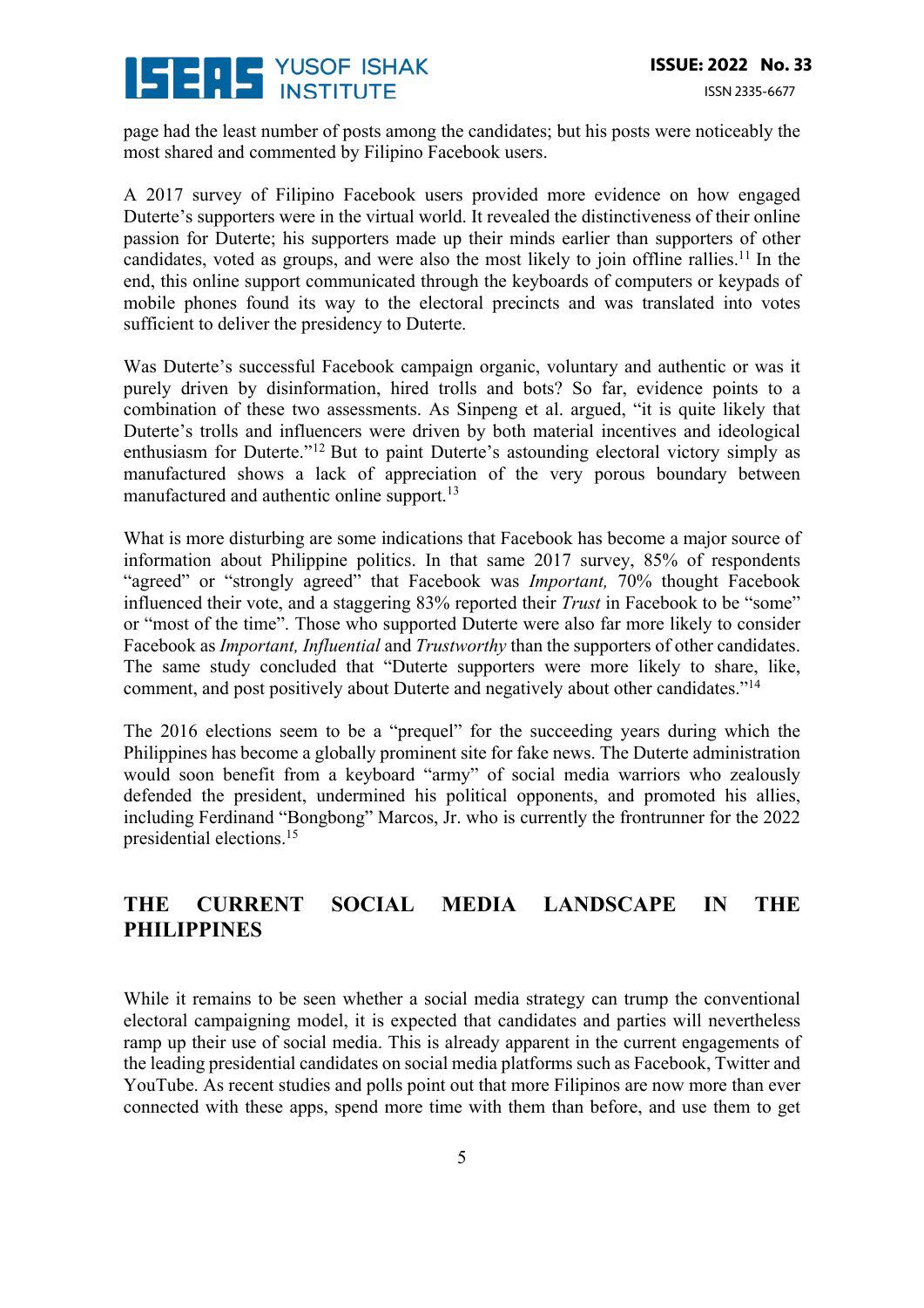page had the least number of posts among the candidates; but his posts were noticeably the most shared and commented by Filipino Facebook users.

A 2017 survey of Filipino Facebook users provided more evidence on how engaged Duterte's supporters were in the virtual world. It revealed the distinctiveness of their online passion for Duterte; his supporters made up their minds earlier than supporters of other candidates, voted as groups, and were also the most likely to join offline rallies.[11] In the end, this online support communicated through the keyboards of computers or keypads of mobile phones found its way to the electoral precincts and was translated into votes sufficient to deliver the presidency to Duterte.

Was Duterte's successful Facebook campaign organic, voluntary and authentic or was it purely driven by disinformation, hired trolls and bots? So far, evidence points to a combination of these two assessments. As Sinpeng et al. argued, "it is quite likely that Duterte's trolls and influencers were driven by both material incentives and ideological enthusiasm for Duterte."[12] But to paint Duterte's astounding electoral victory simply as manufactured shows a lack of appreciation of the very porous boundary between manufactured and authentic online support.[13]

What is more disturbing are some indications that Facebook has become a major source of information about Philippine politics. In that same 2017 survey, 85% of respondents "agreed" or "strongly agreed" that Facebook was *Important,* 70% thought Facebook influenced their vote, and a staggering 83% reported their *Trust* in Facebook to be "some" or "most of the time". Those who supported Duterte were also far more likely to consider Facebook as *Important, Influential* and *Trustworthy* than the supporters of other candidates. The same study concluded that "Duterte supporters were more likely to share, like, comment, and post positively about Duterte and negatively about other candidates."[14]

The 2016 elections seem to be a "prequel" for the succeeding years during which the Philippines has become a globally prominent site for fake news. The Duterte administration would soon benefit from a keyboard "army" of social media warriors who zealously defended the president, undermined his political opponents, and promoted his allies, including Ferdinand "Bongbong" Marcos, Jr. who is currently the frontrunner for the 2022 presidential elections.[15]

## THE CURRENT SOCIAL MEDIA LANDSCAPE IN THE PHILIPPINES

While it remains to be seen whether a social media strategy can trump the conventional electoral campaigning model, it is expected that candidates and parties will nevertheless ramp up their use of social media. This is already apparent in the current engagements of the leading presidential candidates on social media platforms such as Facebook, Twitter and YouTube. As recent studies and polls point out that more Filipinos are now more than ever connected with these apps, spend more time with them than before, and use them to get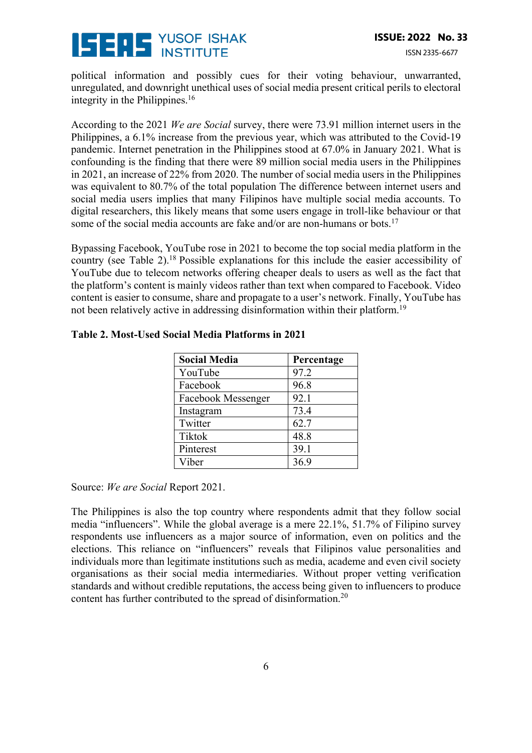political information and possibly cues for their voting behaviour, unwarranted, unregulated, and downright unethical uses of social media present critical perils to electoral integrity in the Philippines.[16]

According to the 2021 *We are Social* survey, there were 73.91 million internet users in the Philippines, a 6.1% increase from the previous year, which was attributed to the Covid-19 pandemic. Internet penetration in the Philippines stood at 67.0% in January 2021. What is confounding is the finding that there were 89 million social media users in the Philippines in 2021, an increase of 22% from 2020. The number of social media users in the Philippines was equivalent to 80.7% of the total population The difference between internet users and social media users implies that many Filipinos have multiple social media accounts. To digital researchers, this likely means that some users engage in troll-like behaviour or that some of the social media accounts are fake and/or are non-humans or bots.[17]

Bypassing Facebook, YouTube rose in 2021 to become the top social media platform in the country (see Table 2).[18] Possible explanations for this include the easier accessibility of YouTube due to telecom networks offering cheaper deals to users as well as the fact that the platform's content is mainly videos rather than text when compared to Facebook. Video content is easier to consume, share and propagate to a user's network. Finally, YouTube has not been relatively active in addressing disinformation within their platform.[19]

**Table 2. Most-Used Social Media Platforms in 2021**

| Social Media | Percentage |
|---|---|
| YouTube | 97.2 |
| Facebook | 96.8 |
| Facebook Messenger | 92.1 |
| Instagram | 73.4 |
| Twitter | 62.7 |
| Tiktok | 48.8 |
| Pinterest | 39.1 |
| Viber | 36.9 |

Source: *We are Social* Report 2021.

The Philippines is also the top country where respondents admit that they follow social media "influencers". While the global average is a mere 22.1%, 51.7% of Filipino survey respondents use influencers as a major source of information, even on politics and the elections. This reliance on "influencers" reveals that Filipinos value personalities and individuals more than legitimate institutions such as media, academe and even civil society organisations as their social media intermediaries. Without proper vetting verification standards and without credible reputations, the access being given to influencers to produce content has further contributed to the spread of disinformation.[20]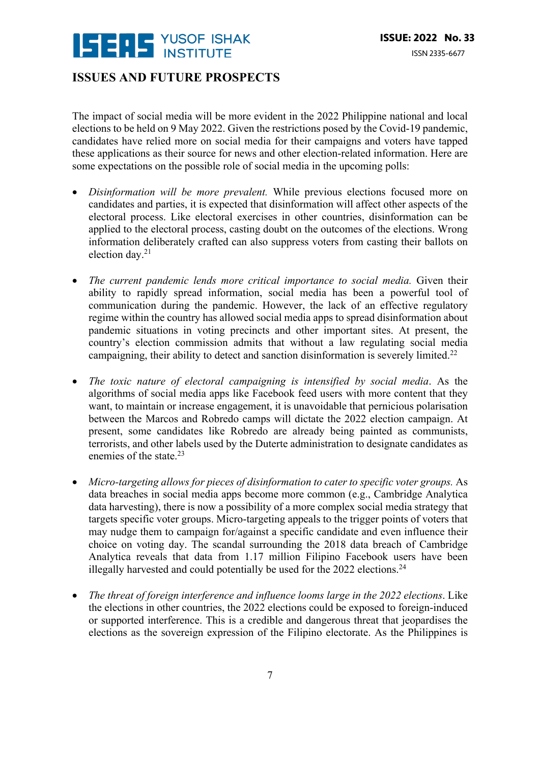## ISSUES AND FUTURE PROSPECTS

The impact of social media will be more evident in the 2022 Philippine national and local elections to be held on 9 May 2022. Given the restrictions posed by the Covid-19 pandemic, candidates have relied more on social media for their campaigns and voters have tapped these applications as their source for news and other election-related information. Here are some expectations on the possible role of social media in the upcoming polls:

- *Disinformation will be more prevalent.* While previous elections focused more on candidates and parties, it is expected that disinformation will affect other aspects of the electoral process. Like electoral exercises in other countries, disinformation can be applied to the electoral process, casting doubt on the outcomes of the elections. Wrong information deliberately crafted can also suppress voters from casting their ballots on election day.[21]

- *The current pandemic lends more critical importance to social media.* Given their ability to rapidly spread information, social media has been a powerful tool of communication during the pandemic. However, the lack of an effective regulatory regime within the country has allowed social media apps to spread disinformation about pandemic situations in voting precincts and other important sites. At present, the country's election commission admits that without a law regulating social media campaigning, their ability to detect and sanction disinformation is severely limited.[22]

- *The toxic nature of electoral campaigning is intensified by social media*. As the algorithms of social media apps like Facebook feed users with more content that they want, to maintain or increase engagement, it is unavoidable that pernicious polarisation between the Marcos and Robredo camps will dictate the 2022 election campaign. At present, some candidates like Robredo are already being painted as communists, terrorists, and other labels used by the Duterte administration to designate candidates as enemies of the state.[23]

- *Micro-targeting allows for pieces of disinformation to cater to specific voter groups.* As data breaches in social media apps become more common (e.g., Cambridge Analytica data harvesting), there is now a possibility of a more complex social media strategy that targets specific voter groups. Micro-targeting appeals to the trigger points of voters that may nudge them to campaign for/against a specific candidate and even influence their choice on voting day. The scandal surrounding the 2018 data breach of Cambridge Analytica reveals that data from 1.17 million Filipino Facebook users have been illegally harvested and could potentially be used for the 2022 elections.[24]

- *The threat of foreign interference and influence looms large in the 2022 elections*. Like the elections in other countries, the 2022 elections could be exposed to foreign-induced or supported interference. This is a credible and dangerous threat that jeopardises the elections as the sovereign expression of the Filipino electorate. As the Philippines is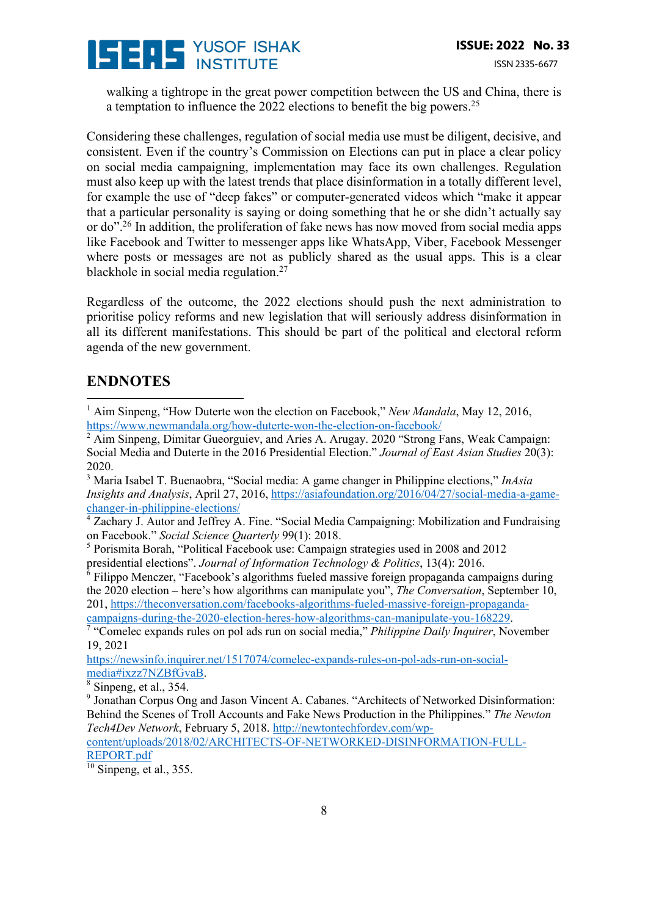walking a tightrope in the great power competition between the US and China, there is a temptation to influence the 2022 elections to benefit the big powers.[25]

Considering these challenges, regulation of social media use must be diligent, decisive, and consistent. Even if the country's Commission on Elections can put in place a clear policy on social media campaigning, implementation may face its own challenges. Regulation must also keep up with the latest trends that place disinformation in a totally different level, for example the use of "deep fakes" or computer-generated videos which "make it appear that a particular personality is saying or doing something that he or she didn't actually say or do".[26] In addition, the proliferation of fake news has now moved from social media apps like Facebook and Twitter to messenger apps like WhatsApp, Viber, Facebook Messenger where posts or messages are not as publicly shared as the usual apps. This is a clear blackhole in social media regulation.[27]

Regardless of the outcome, the 2022 elections should push the next administration to prioritise policy reforms and new legislation that will seriously address disinformation in all its different manifestations. This should be part of the political and electoral reform agenda of the new government.

## ENDNOTES

[1] Aim Sinpeng, "How Duterte won the election on Facebook," *New Mandala*, May 12, 2016, https://www.newmandala.org/how-duterte-won-the-election-on-facebook/

[2] Aim Sinpeng, Dimitar Gueorguiev, and Aries A. Arugay. 2020 "Strong Fans, Weak Campaign: Social Media and Duterte in the 2016 Presidential Election." *Journal of East Asian Studies* 20(3): 2020.

[3] Maria Isabel T. Buenaobra, "Social media: A game changer in Philippine elections," *InAsia Insights and Analysis*, April 27, 2016, https://asiafoundation.org/2016/04/27/social-media-a-game-changer-in-philippine-elections/

[4] Zachary J. Autor and Jeffrey A. Fine. "Social Media Campaigning: Mobilization and Fundraising on Facebook." *Social Science Quarterly* 99(1): 2018.

[5] Porismita Borah, "Political Facebook use: Campaign strategies used in 2008 and 2012 presidential elections". *Journal of Information Technology & Politics*, 13(4): 2016.

[6] Filippo Menczer, "Facebook's algorithms fueled massive foreign propaganda campaigns during the 2020 election – here's how algorithms can manipulate you", *The Conversation*, September 10, 201, https://theconversation.com/facebooks-algorithms-fueled-massive-foreign-propaganda-campaigns-during-the-2020-election-heres-how-algorithms-can-manipulate-you-168229.

[7] "Comelec expands rules on pol ads run on social media," *Philippine Daily Inquirer*, November 19, 2021 https://newsinfo.inquirer.net/1517074/comelec-expands-rules-on-pol-ads-run-on-social-media#ixzz7NZBfGvaB.

[8] Sinpeng, et al., 354.

[9] Jonathan Corpus Ong and Jason Vincent A. Cabanes. "Architects of Networked Disinformation: Behind the Scenes of Troll Accounts and Fake News Production in the Philippines." *The Newton Tech4Dev Network*, February 5, 2018. http://newtontechfordev.com/wp-content/uploads/2018/02/ARCHITECTS-OF-NETWORKED-DISINFORMATION-FULL-REPORT.pdf

[10] Sinpeng, et al., 355.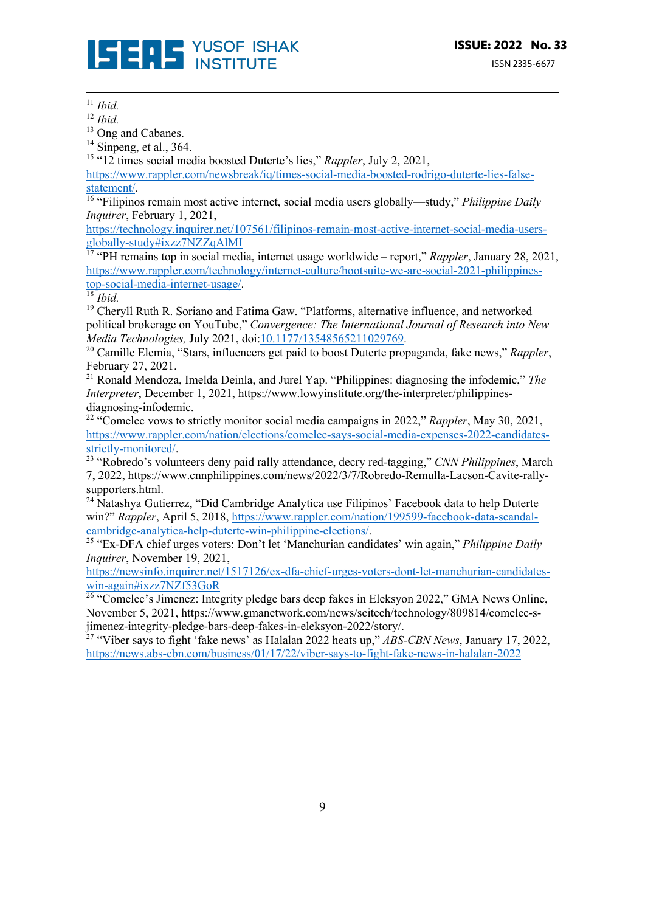[11] *Ibid.*

[12] *Ibid.*

[13] Ong and Cabanes.

[14] Sinpeng, et al., 364.

[15] "12 times social media boosted Duterte's lies," *Rappler*, July 2, 2021, https://www.rappler.com/newsbreak/iq/times-social-media-boosted-rodrigo-duterte-lies-false-statement/.

[16] "Filipinos remain most active internet, social media users globally—study," *Philippine Daily Inquirer*, February 1, 2021, https://technology.inquirer.net/107561/filipinos-remain-most-active-internet-social-media-users-globally-study#ixzz7NZZqAlMI

[17] "PH remains top in social media, internet usage worldwide – report," *Rappler*, January 28, 2021, https://www.rappler.com/technology/internet-culture/hootsuite-we-are-social-2021-philippines-top-social-media-internet-usage/.

[18] *Ibid.*

[19] Cheryll Ruth R. Soriano and Fatima Gaw. "Platforms, alternative influence, and networked political brokerage on YouTube," *Convergence: The International Journal of Research into New Media Technologies,* July 2021, doi:10.1177/13548565211029769.

[20] Camille Elemia, "Stars, influencers get paid to boost Duterte propaganda, fake news," *Rappler*, February 27, 2021.

[21] Ronald Mendoza, Imelda Deinla, and Jurel Yap. "Philippines: diagnosing the infodemic," *The Interpreter*, December 1, 2021, https://www.lowyinstitute.org/the-interpreter/philippines-diagnosing-infodemic.

[22] "Comelec vows to strictly monitor social media campaigns in 2022," *Rappler*, May 30, 2021, https://www.rappler.com/nation/elections/comelec-says-social-media-expenses-2022-candidates-strictly-monitored/.

[23] "Robredo's volunteers deny paid rally attendance, decry red-tagging," *CNN Philippines*, March 7, 2022, https://www.cnnphilippines.com/news/2022/3/7/Robredo-Remulla-Lacson-Cavite-rally-supporters.html.

[24] Natashya Gutierrez, "Did Cambridge Analytica use Filipinos' Facebook data to help Duterte win?" *Rappler*, April 5, 2018, https://www.rappler.com/nation/199599-facebook-data-scandal-cambridge-analytica-help-duterte-win-philippine-elections/.

[25] "Ex-DFA chief urges voters: Don't let 'Manchurian candidates' win again," *Philippine Daily Inquirer*, November 19, 2021, https://newsinfo.inquirer.net/1517126/ex-dfa-chief-urges-voters-dont-let-manchurian-candidates-win-again#ixzz7NZf53GoR

[26] "Comelec's Jimenez: Integrity pledge bars deep fakes in Eleksyon 2022," GMA News Online, November 5, 2021, https://www.gmanetwork.com/news/scitech/technology/809814/comelec-s-jimenez-integrity-pledge-bars-deep-fakes-in-eleksyon-2022/story/.

[27] "Viber says to fight 'fake news' as Halalan 2022 heats up," *ABS-CBN News*, January 17, 2022, https://news.abs-cbn.com/business/01/17/22/viber-says-to-fight-fake-news-in-halalan-2022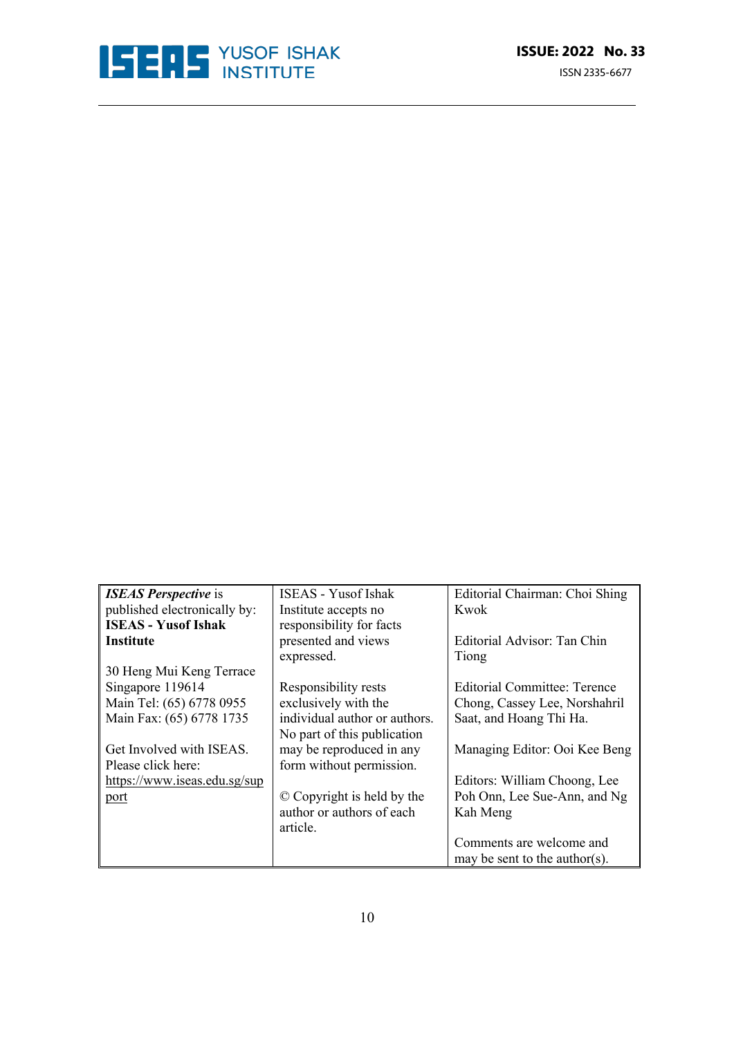| | | |
|---|---|---|
| ***ISEAS Perspective*** is published electronically by: **ISEAS - Yusof Ishak Institute**<br><br>30 Heng Mui Keng Terrace Singapore 119614<br>Main Tel: (65) 6778 0955<br>Main Fax: (65) 6778 1735<br><br>Get Involved with ISEAS. Please click here: https://www.iseas.edu.sg/support | ISEAS - Yusof Ishak Institute accepts no responsibility for facts presented and views expressed.<br><br>Responsibility rests exclusively with the individual author or authors. No part of this publication may be reproduced in any form without permission.<br><br>© Copyright is held by the author or authors of each article. | Editorial Chairman: Choi Shing Kwok<br><br>Editorial Advisor: Tan Chin Tiong<br><br>Editorial Committee: Terence Chong, Cassey Lee, Norshahril Saat, and Hoang Thi Ha.<br><br>Managing Editor: Ooi Kee Beng<br><br>Editors: William Choong, Lee Poh Onn, Lee Sue-Ann, and Ng Kah Meng<br><br>Comments are welcome and may be sent to the author(s). |